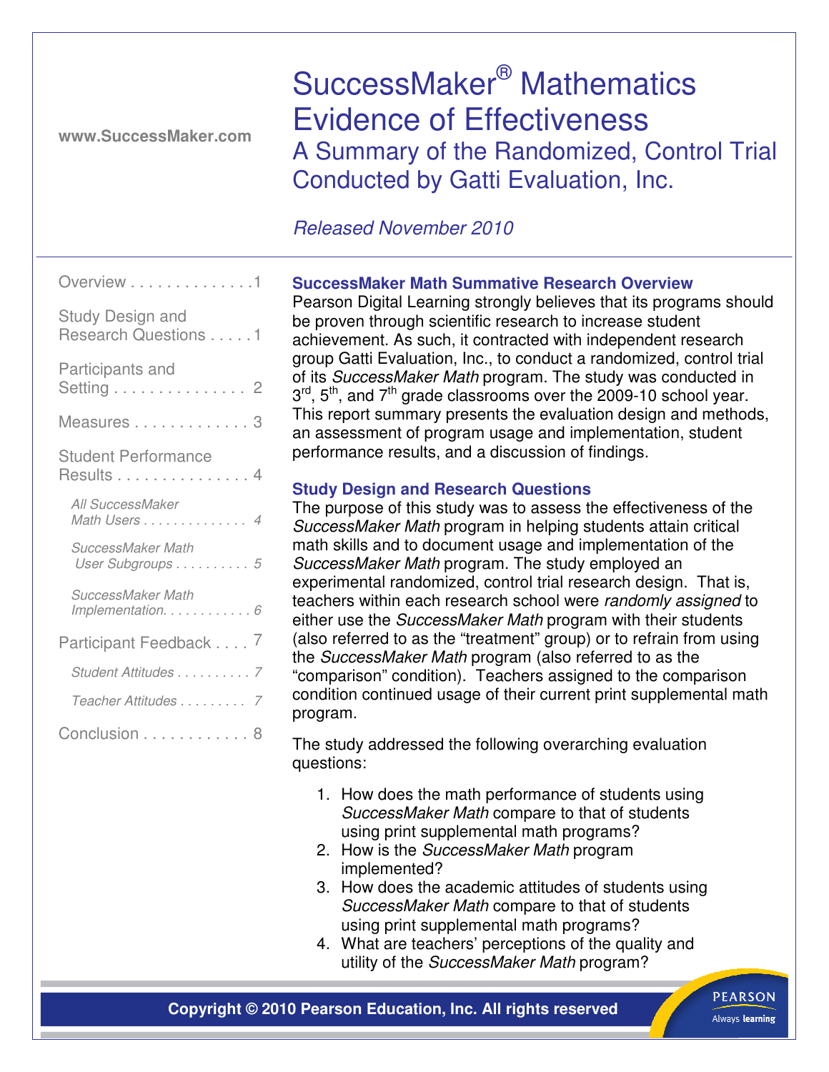www.SuccessMaker.com

# SuccessMaker® Mathematics Evidence of Effectiveness

## A Summary of the Randomized, Control Trial Conducted by Gatti Evaluation, Inc.

*Released November 2010*

Overview . . . . . . . . . . . . . .1

Study Design and Research Questions . . . . .1

Participants and Setting . . . . . . . . . . . . . . . 2

Measures . . . . . . . . . . . . . 3

Student Performance Results . . . . . . . . . . . . . . . 4

*All SuccessMaker Math Users . . . . . . . . . . . . . . 4*

*SuccessMaker Math User Subgroups . . . . . . . . . . 5*

*SuccessMaker Math Implementation. . . . . . . . . . . 6*

Participant Feedback . . . . 7

*Student Attitudes . . . . . . . . . . 7*

*Teacher Attitudes . . . . . . . . . 7*

Conclusion . . . . . . . . . . . . 8

### SuccessMaker Math Summative Research Overview

Pearson Digital Learning strongly believes that its programs should be proven through scientific research to increase student achievement. As such, it contracted with independent research group Gatti Evaluation, Inc., to conduct a randomized, control trial of its *SuccessMaker Math* program. The study was conducted in 3rd, 5th, and 7th grade classrooms over the 2009-10 school year. This report summary presents the evaluation design and methods, an assessment of program usage and implementation, student performance results, and a discussion of findings.

### Study Design and Research Questions

The purpose of this study was to assess the effectiveness of the *SuccessMaker Math* program in helping students attain critical math skills and to document usage and implementation of the *SuccessMaker Math* program. The study employed an experimental randomized, control trial research design. That is, teachers within each research school were *randomly assigned* to either use the *SuccessMaker Math* program with their students (also referred to as the “treatment” group) or to refrain from using the *SuccessMaker Math* program (also referred to as the “comparison” condition). Teachers assigned to the comparison condition continued usage of their current print supplemental math program.

The study addressed the following overarching evaluation questions:

1. How does the math performance of students using *SuccessMaker Math* compare to that of students using print supplemental math programs?
2. How is the *SuccessMaker Math* program implemented?
3. How does the academic attitudes of students using *SuccessMaker Math* compare to that of students using print supplemental math programs?
4. What are teachers’ perceptions of the quality and utility of the *SuccessMaker Math* program?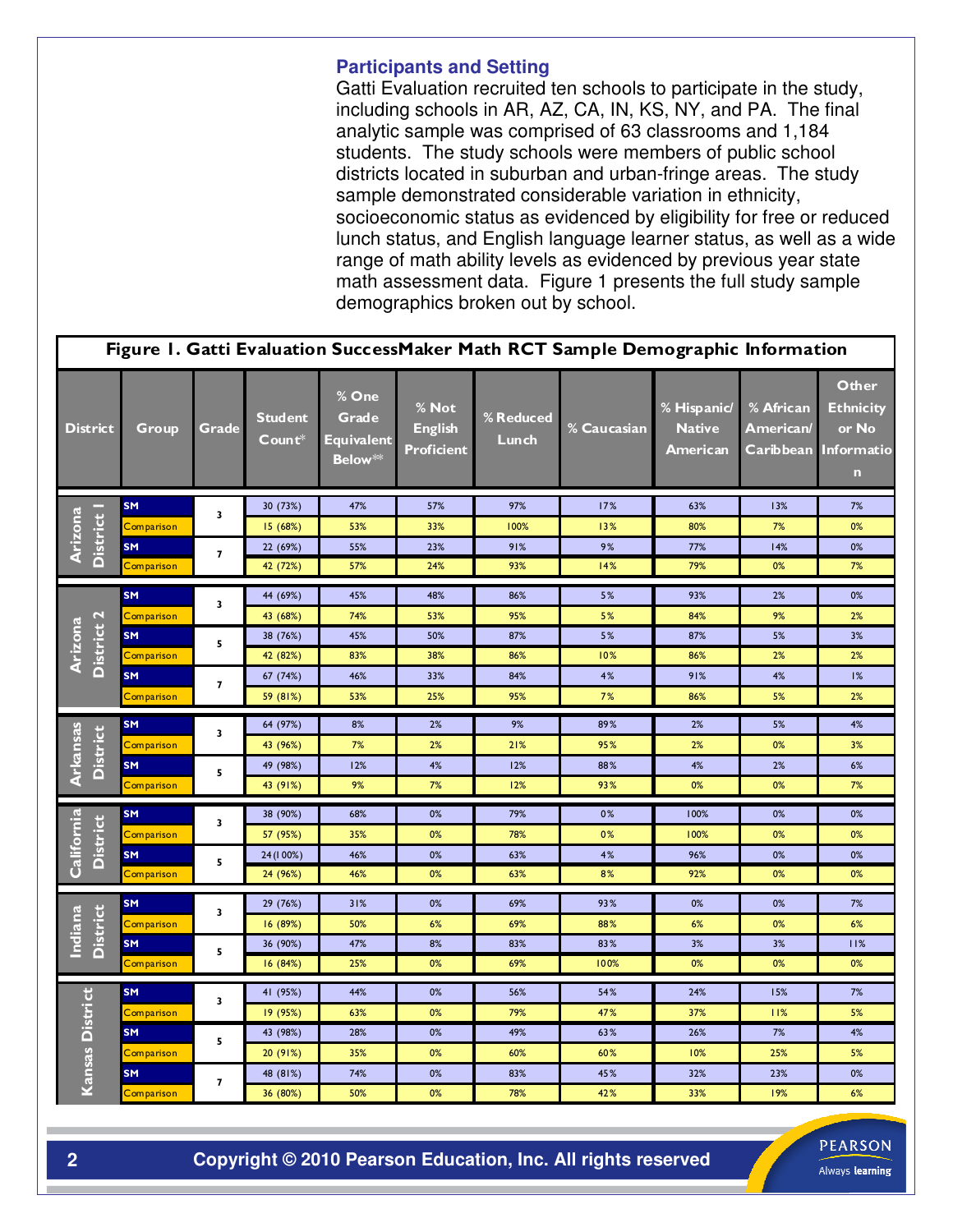## Participants and Setting

Gatti Evaluation recruited ten schools to participate in the study, including schools in AR, AZ, CA, IN, KS, NY, and PA. The final analytic sample was comprised of 63 classrooms and 1,184 students. The study schools were members of public school districts located in suburban and urban-fringe areas. The study sample demonstrated considerable variation in ethnicity, socioeconomic status as evidenced by eligibility for free or reduced lunch status, and English language learner status, as well as a wide range of math ability levels as evidenced by previous year state math assessment data. Figure 1 presents the full study sample demographics broken out by school.

**Figure 1. Gatti Evaluation SuccessMaker Math RCT Sample Demographic Information**

| District | Group | Grade | Student Count* | % One Grade Equivalent Below** | % Not English Proficient | % Reduced Lunch | % Caucasian | % Hispanic/ Native American | % African American/ Caribbean | Other Ethnicity or No Information |
|---|---|---|---|---|---|---|---|---|---|---|
| Arizona District 1 | SM | 3 | 30 (73%) | 47% | 57% | 97% | 17% | 63% | 13% | 7% |
| | Comparison | | 15 (68%) | 53% | 33% | 100% | 13% | 80% | 7% | 0% |
| | SM | 7 | 22 (69%) | 55% | 23% | 91% | 9% | 77% | 14% | 0% |
| | Comparison | | 42 (72%) | 57% | 24% | 93% | 14% | 79% | 0% | 7% |
| Arizona District 2 | SM | 3 | 44 (69%) | 45% | 48% | 86% | 5% | 93% | 2% | 0% |
| | Comparison | | 43 (68%) | 74% | 53% | 95% | 5% | 84% | 9% | 2% |
| | SM | 5 | 38 (76%) | 45% | 50% | 87% | 5% | 87% | 5% | 3% |
| | Comparison | | 42 (82%) | 83% | 38% | 86% | 10% | 86% | 2% | 2% |
| | SM | 7 | 67 (74%) | 46% | 33% | 84% | 4% | 91% | 4% | 1% |
| | Comparison | | 59 (81%) | 53% | 25% | 95% | 7% | 86% | 5% | 2% |
| Arkansas District | SM | 3 | 64 (97%) | 8% | 2% | 9% | 89% | 2% | 5% | 4% |
| | Comparison | | 43 (96%) | 7% | 2% | 21% | 95% | 2% | 0% | 3% |
| | SM | 5 | 49 (98%) | 12% | 4% | 12% | 88% | 4% | 2% | 6% |
| | Comparison | | 43 (91%) | 9% | 7% | 12% | 93% | 0% | 0% | 7% |
| California District | SM | 3 | 38 (90%) | 68% | 0% | 79% | 0% | 100% | 0% | 0% |
| | Comparison | | 57 (95%) | 35% | 0% | 78% | 0% | 100% | 0% | 0% |
| | SM | 5 | 24(100%) | 46% | 0% | 63% | 4% | 96% | 0% | 0% |
| | Comparison | | 24 (96%) | 46% | 0% | 63% | 8% | 92% | 0% | 0% |
| Indiana District | SM | 3 | 29 (76%) | 31% | 0% | 69% | 93% | 0% | 0% | 7% |
| | Comparison | | 16 (89%) | 50% | 6% | 69% | 88% | 6% | 0% | 6% |
| | SM | 5 | 36 (90%) | 47% | 8% | 83% | 83% | 3% | 3% | 11% |
| | Comparison | | 16 (84%) | 25% | 0% | 69% | 100% | 0% | 0% | 0% |
| Kansas District | SM | 3 | 41 (95%) | 44% | 0% | 56% | 54% | 24% | 15% | 7% |
| | Comparison | | 19 (95%) | 63% | 0% | 79% | 47% | 37% | 11% | 5% |
| | SM | 5 | 43 (98%) | 28% | 0% | 49% | 63% | 26% | 7% | 4% |
| | Comparison | | 20 (91%) | 35% | 0% | 60% | 60% | 10% | 25% | 5% |
| | SM | 7 | 48 (81%) | 74% | 0% | 83% | 45% | 32% | 23% | 0% |
| | Comparison | | 36 (80%) | 50% | 0% | 78% | 42% | 33% | 19% | 6% |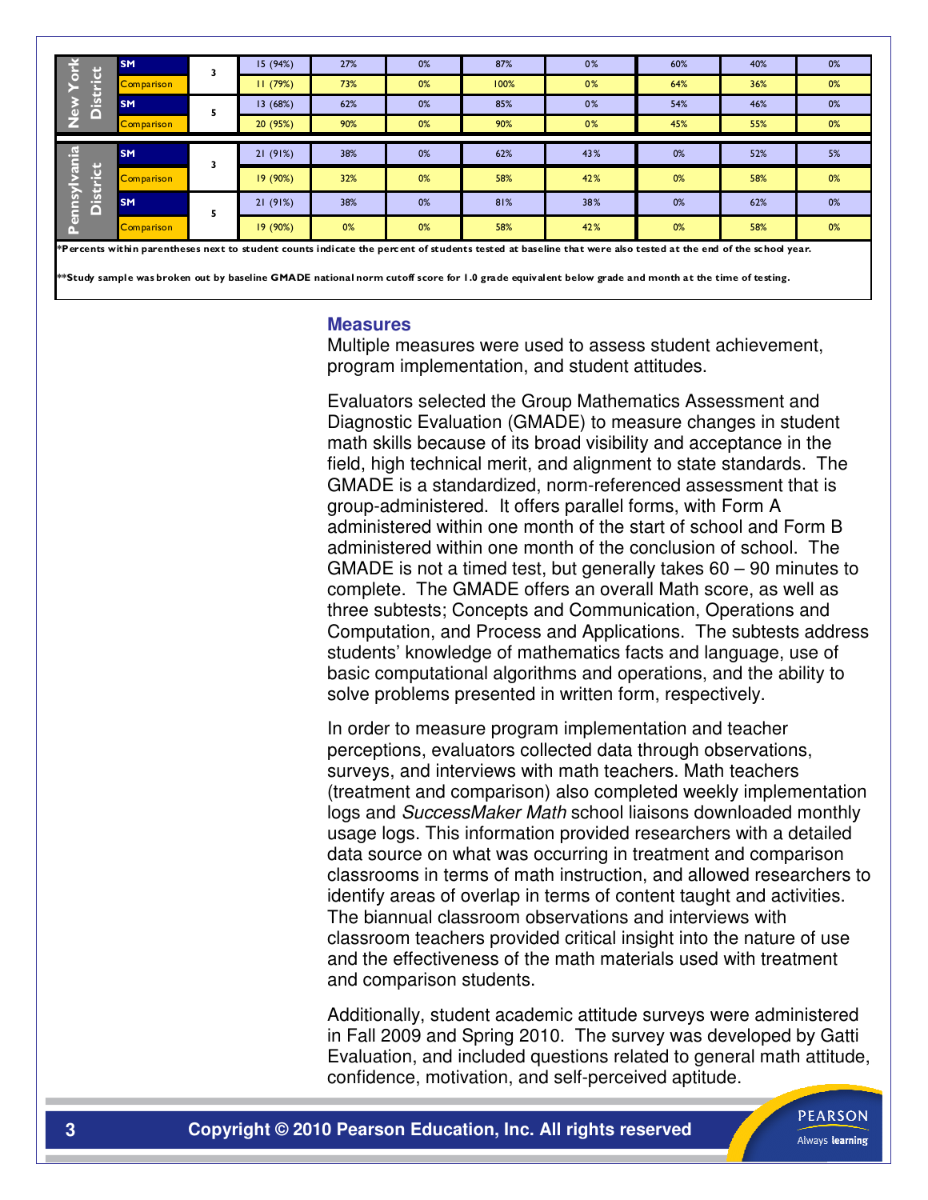| | | | | | | | | | | |
|---|---|---|---|---|---|---|---|---|---|---|
| New York District | SM | 3 | 15 (94%) | 27% | 0% | 87% | 0% | 60% | 40% | 0% |
| | Comparison | | 11 (79%) | 73% | 0% | 100% | 0% | 64% | 36% | 0% |
| | SM | 5 | 13 (68%) | 62% | 0% | 85% | 0% | 54% | 46% | 0% |
| | Comparison | | 20 (95%) | 90% | 0% | 90% | 0% | 45% | 55% | 0% |
| Pennsylvania District | SM | 3 | 21 (91%) | 38% | 0% | 62% | 43% | 0% | 52% | 5% |
| | Comparison | | 19 (90%) | 32% | 0% | 58% | 42% | 0% | 58% | 0% |
| | SM | 5 | 21 (91%) | 38% | 0% | 81% | 38% | 0% | 62% | 0% |
| | Comparison | | 19 (90%) | 0% | 0% | 58% | 42% | 0% | 58% | 0% |

*Percents within parentheses next to student counts indicate the percent of students tested at baseline that were also tested at the end of the school year.

**Study sample was broken out by baseline GMADE national norm cutoff score for 1.0 grade equivalent below grade and month at the time of testing.

## Measures

Multiple measures were used to assess student achievement, program implementation, and student attitudes.

Evaluators selected the Group Mathematics Assessment and Diagnostic Evaluation (GMADE) to measure changes in student math skills because of its broad visibility and acceptance in the field, high technical merit, and alignment to state standards. The GMADE is a standardized, norm-referenced assessment that is group-administered. It offers parallel forms, with Form A administered within one month of the start of school and Form B administered within one month of the conclusion of school. The GMADE is not a timed test, but generally takes 60 – 90 minutes to complete. The GMADE offers an overall Math score, as well as three subtests; Concepts and Communication, Operations and Computation, and Process and Applications. The subtests address students' knowledge of mathematics facts and language, use of basic computational algorithms and operations, and the ability to solve problems presented in written form, respectively.

In order to measure program implementation and teacher perceptions, evaluators collected data through observations, surveys, and interviews with math teachers. Math teachers (treatment and comparison) also completed weekly implementation logs and *SuccessMaker Math* school liaisons downloaded monthly usage logs. This information provided researchers with a detailed data source on what was occurring in treatment and comparison classrooms in terms of math instruction, and allowed researchers to identify areas of overlap in terms of content taught and activities. The biannual classroom observations and interviews with classroom teachers provided critical insight into the nature of use and the effectiveness of the math materials used with treatment and comparison students.

Additionally, student academic attitude surveys were administered in Fall 2009 and Spring 2010. The survey was developed by Gatti Evaluation, and included questions related to general math attitude, confidence, motivation, and self-perceived aptitude.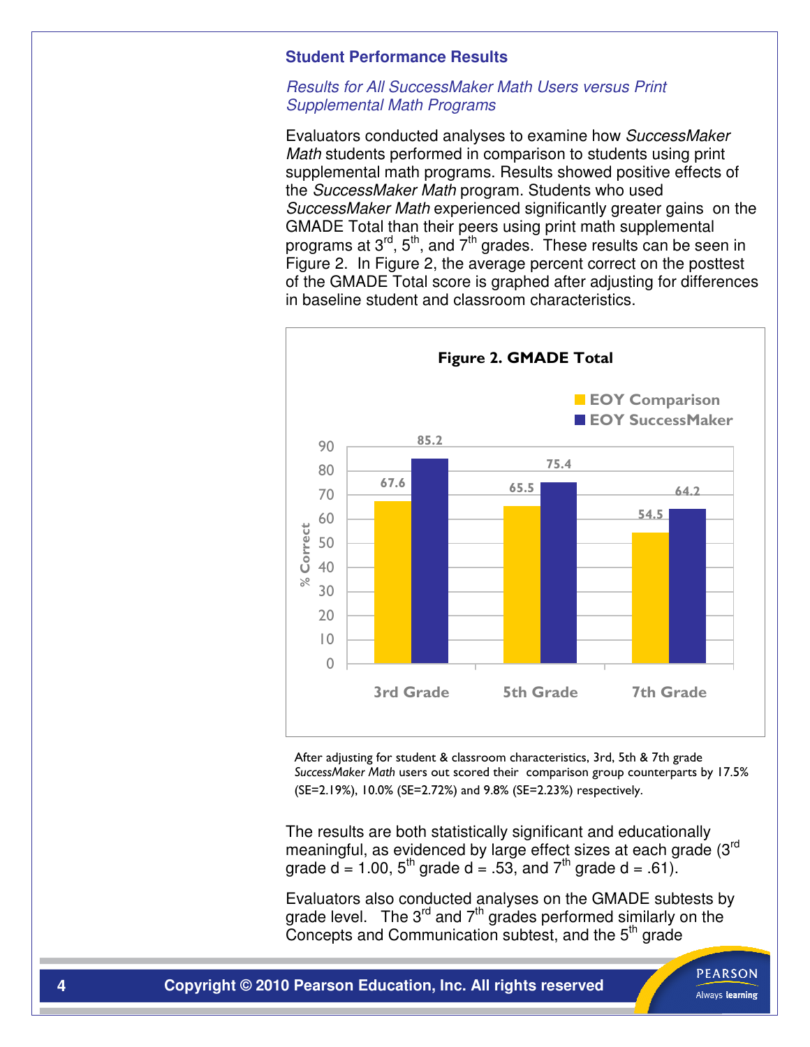### Student Performance Results

*Results for All SuccessMaker Math Users versus Print Supplemental Math Programs*

Evaluators conducted analyses to examine how *SuccessMaker Math* students performed in comparison to students using print supplemental math programs. Results showed positive effects of the *SuccessMaker Math* program. Students who used *SuccessMaker Math* experienced significantly greater gains on the GMADE Total than their peers using print math supplemental programs at 3rd, 5th, and 7th grades. These results can be seen in Figure 2. In Figure 2, the average percent correct on the posttest of the GMADE Total score is graphed after adjusting for differences in baseline student and classroom characteristics.

**Figure 2. GMADE Total**

| % Correct | EOY Comparison | EOY SuccessMaker |
|---|---|---|
| 3rd Grade | 67.6 | 85.2 |
| 5th Grade | 65.5 | 75.4 |
| 7th Grade | 54.5 | 64.2 |

After adjusting for student & classroom characteristics, 3rd, 5th & 7th grade *SuccessMaker Math* users out scored their comparison group counterparts by 17.5% (SE=2.19%), 10.0% (SE=2.72%) and 9.8% (SE=2.23%) respectively.

The results are both statistically significant and educationally meaningful, as evidenced by large effect sizes at each grade (3rd grade d = 1.00, 5th grade d = .53, and 7th grade d = .61).

Evaluators also conducted analyses on the GMADE subtests by grade level. The 3rd and 7th grades performed similarly on the Concepts and Communication subtest, and the 5th grade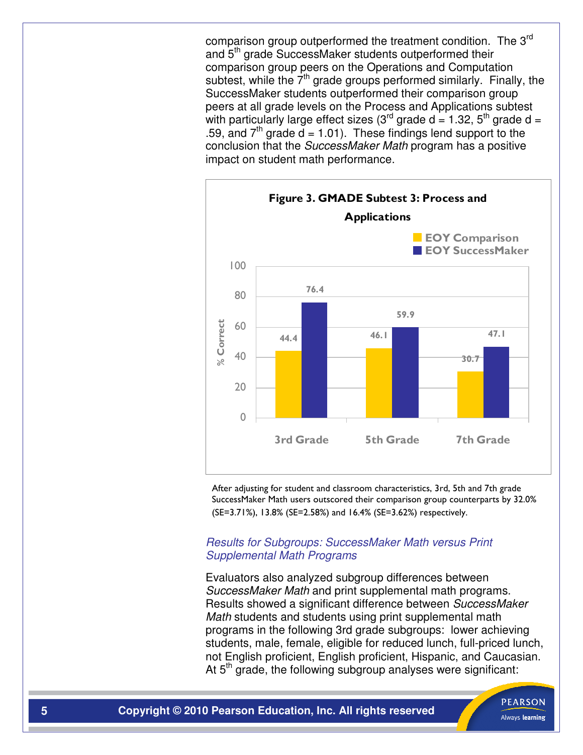comparison group outperformed the treatment condition. The 3rd and 5th grade SuccessMaker students outperformed their comparison group peers on the Operations and Computation subtest, while the 7th grade groups performed similarly. Finally, the SuccessMaker students outperformed their comparison group peers at all grade levels on the Process and Applications subtest with particularly large effect sizes (3rd grade d = 1.32, 5th grade d = .59, and 7th grade d = 1.01). These findings lend support to the conclusion that the *SuccessMaker Math* program has a positive impact on student math performance.

**Figure 3. GMADE Subtest 3: Process and Applications**

| % Correct | EOY Comparison | EOY SuccessMaker |
|---|---|---|
| 3rd Grade | 44.4 | 76.4 |
| 5th Grade | 46.1 | 59.9 |
| 7th Grade | 30.7 | 47.1 |

After adjusting for student and classroom characteristics, 3rd, 5th and 7th grade SuccessMaker Math users outscored their comparison group counterparts by 32.0% (SE=3.71%), 13.8% (SE=2.58%) and 16.4% (SE=3.62%) respectively.

### *Results for Subgroups: SuccessMaker Math versus Print Supplemental Math Programs*

Evaluators also analyzed subgroup differences between *SuccessMaker Math* and print supplemental math programs. Results showed a significant difference between *SuccessMaker Math* students and students using print supplemental math programs in the following 3rd grade subgroups: lower achieving students, male, female, eligible for reduced lunch, full-priced lunch, not English proficient, English proficient, Hispanic, and Caucasian. At 5th grade, the following subgroup analyses were significant: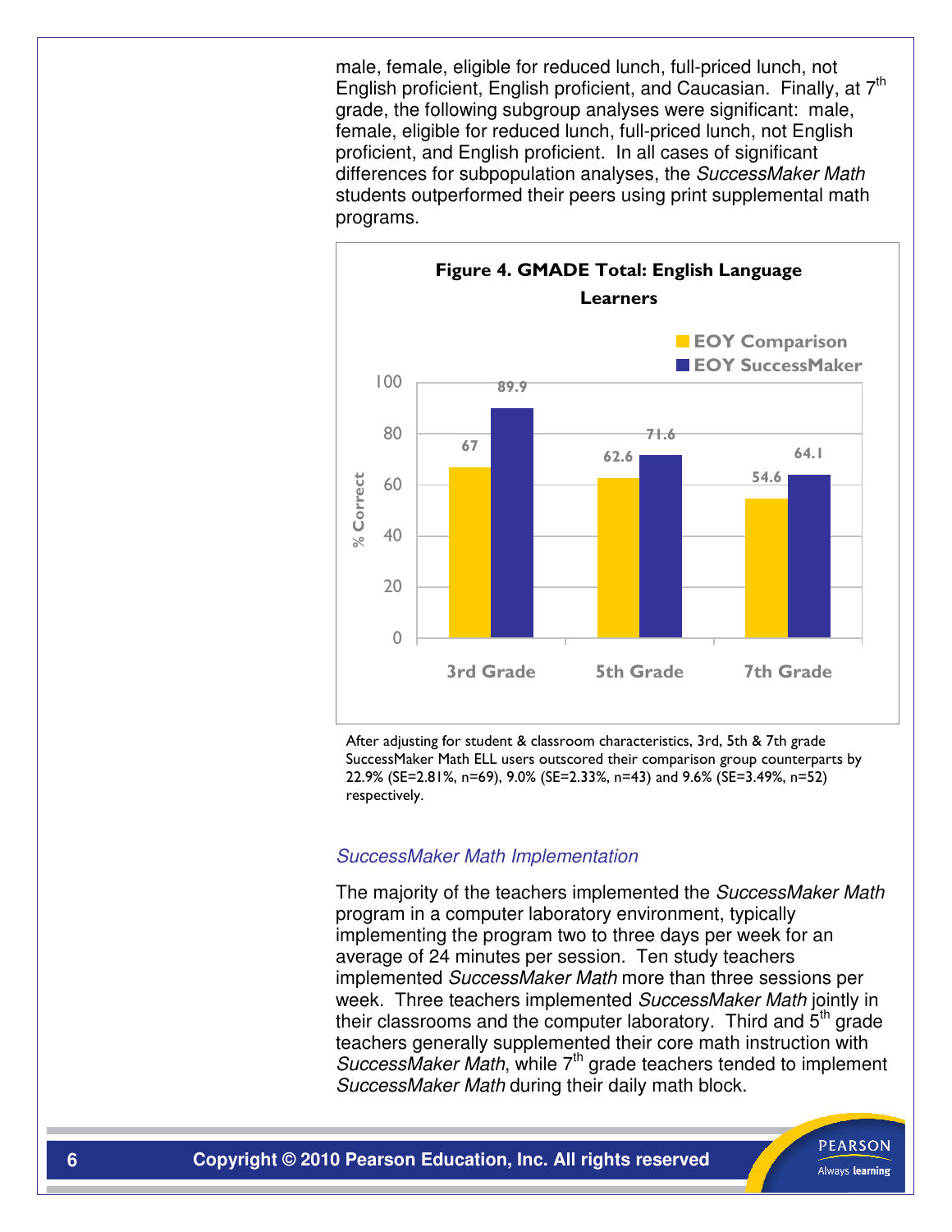male, female, eligible for reduced lunch, full-priced lunch, not English proficient, English proficient, and Caucasian. Finally, at 7th grade, the following subgroup analyses were significant: male, female, eligible for reduced lunch, full-priced lunch, not English proficient, and English proficient. In all cases of significant differences for subpopulation analyses, the *SuccessMaker Math* students outperformed their peers using print supplemental math programs.

**Figure 4. GMADE Total: English Language Learners**

| % Correct | EOY Comparison | EOY SuccessMaker |
| --- | --- | --- |
| 3rd Grade | 67 | 89.9 |
| 5th Grade | 62.6 | 71.6 |
| 7th Grade | 54.6 | 64.1 |

After adjusting for student & classroom characteristics, 3rd, 5th & 7th grade SuccessMaker Math ELL users outscored their comparison group counterparts by 22.9% (SE=2.81%, n=69), 9.0% (SE=2.33%, n=43) and 9.6% (SE=3.49%, n=52) respectively.

### *SuccessMaker Math Implementation*

The majority of the teachers implemented the *SuccessMaker Math* program in a computer laboratory environment, typically implementing the program two to three days per week for an average of 24 minutes per session. Ten study teachers implemented *SuccessMaker Math* more than three sessions per week. Three teachers implemented *SuccessMaker Math* jointly in their classrooms and the computer laboratory. Third and 5th grade teachers generally supplemented their core math instruction with *SuccessMaker Math*, while 7th grade teachers tended to implement *SuccessMaker Math* during their daily math block.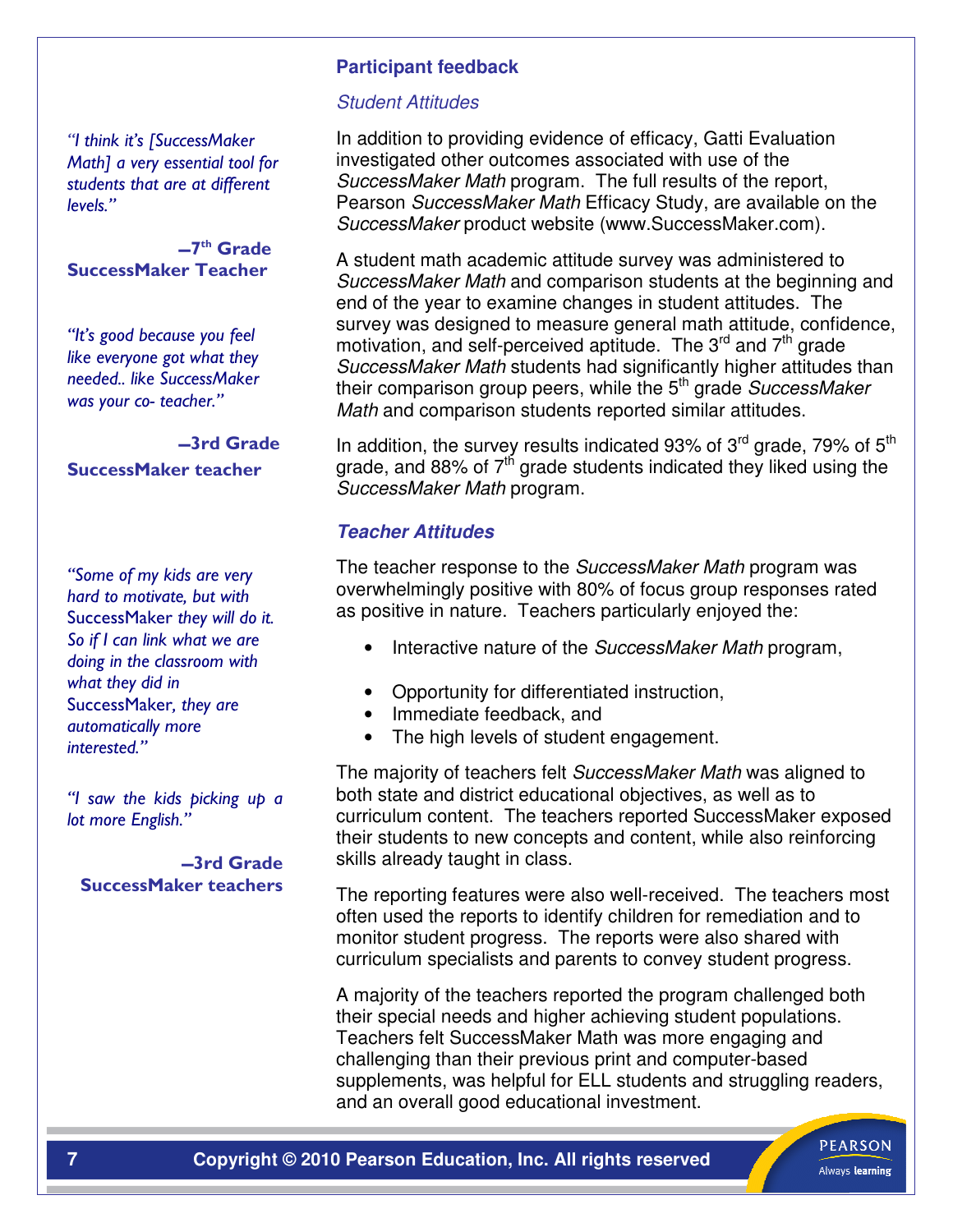## Participant feedback

### *Student Attitudes*

In addition to providing evidence of efficacy, Gatti Evaluation investigated other outcomes associated with use of the *SuccessMaker Math* program. The full results of the report, Pearson *SuccessMaker Math* Efficacy Study, are available on the *SuccessMaker* product website (www.SuccessMaker.com).

A student math academic attitude survey was administered to *SuccessMaker Math* and comparison students at the beginning and end of the year to examine changes in student attitudes. The survey was designed to measure general math attitude, confidence, motivation, and self-perceived aptitude. The 3rd and 7th grade *SuccessMaker Math* students had significantly higher attitudes than their comparison group peers, while the 5th grade *SuccessMaker Math* and comparison students reported similar attitudes.

In addition, the survey results indicated 93% of 3rd grade, 79% of 5th grade, and 88% of 7th grade students indicated they liked using the *SuccessMaker Math* program.

### ***Teacher Attitudes***

The teacher response to the *SuccessMaker Math* program was overwhelmingly positive with 80% of focus group responses rated as positive in nature. Teachers particularly enjoyed the:

- Interactive nature of the *SuccessMaker Math* program,
- Opportunity for differentiated instruction,
- Immediate feedback, and
- The high levels of student engagement.

The majority of teachers felt *SuccessMaker Math* was aligned to both state and district educational objectives, as well as to curriculum content. The teachers reported SuccessMaker exposed their students to new concepts and content, while also reinforcing skills already taught in class.

The reporting features were also well-received. The teachers most often used the reports to identify children for remediation and to monitor student progress. The reports were also shared with curriculum specialists and parents to convey student progress.

A majority of the teachers reported the program challenged both their special needs and higher achieving student populations. Teachers felt SuccessMaker Math was more engaging and challenging than their previous print and computer-based supplements, was helpful for ELL students and struggling readers, and an overall good educational investment.

*"I think it's [SuccessMaker Math] a very essential tool for students that are at different levels."*

**–7th Grade SuccessMaker Teacher**

*"It's good because you feel like everyone got what they needed.. like SuccessMaker was your co- teacher."*

**–3rd Grade SuccessMaker teacher**

*"Some of my kids are very hard to motivate, but with* SuccessMaker *they will do it. So if I can link what we are doing in the classroom with what they did in* SuccessMaker*, they are automatically more interested."*

*"I saw the kids picking up a lot more English."*

**–3rd Grade SuccessMaker teachers**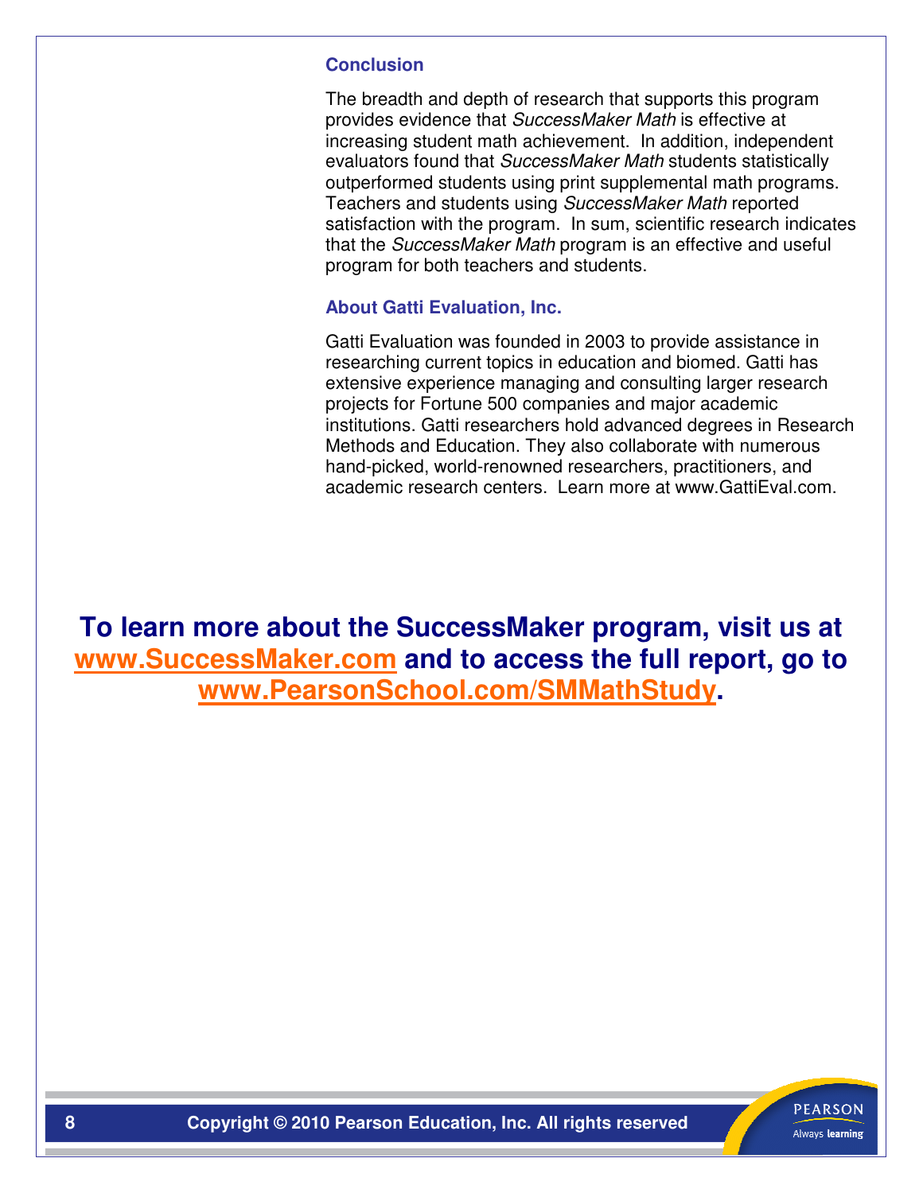## Conclusion

The breadth and depth of research that supports this program provides evidence that *SuccessMaker Math* is effective at increasing student math achievement. In addition, independent evaluators found that *SuccessMaker Math* students statistically outperformed students using print supplemental math programs. Teachers and students using *SuccessMaker Math* reported satisfaction with the program. In sum, scientific research indicates that the *SuccessMaker Math* program is an effective and useful program for both teachers and students.

## About Gatti Evaluation, Inc.

Gatti Evaluation was founded in 2003 to provide assistance in researching current topics in education and biomed. Gatti has extensive experience managing and consulting larger research projects for Fortune 500 companies and major academic institutions. Gatti researchers hold advanced degrees in Research Methods and Education. They also collaborate with numerous hand-picked, world-renowned researchers, practitioners, and academic research centers. Learn more at www.GattiEval.com.

**To learn more about the SuccessMaker program, visit us at www.SuccessMaker.com and to access the full report, go to www.PearsonSchool.com/SMMathStudy.**

Copyright © 2010 Pearson Education, Inc. All rights reserved